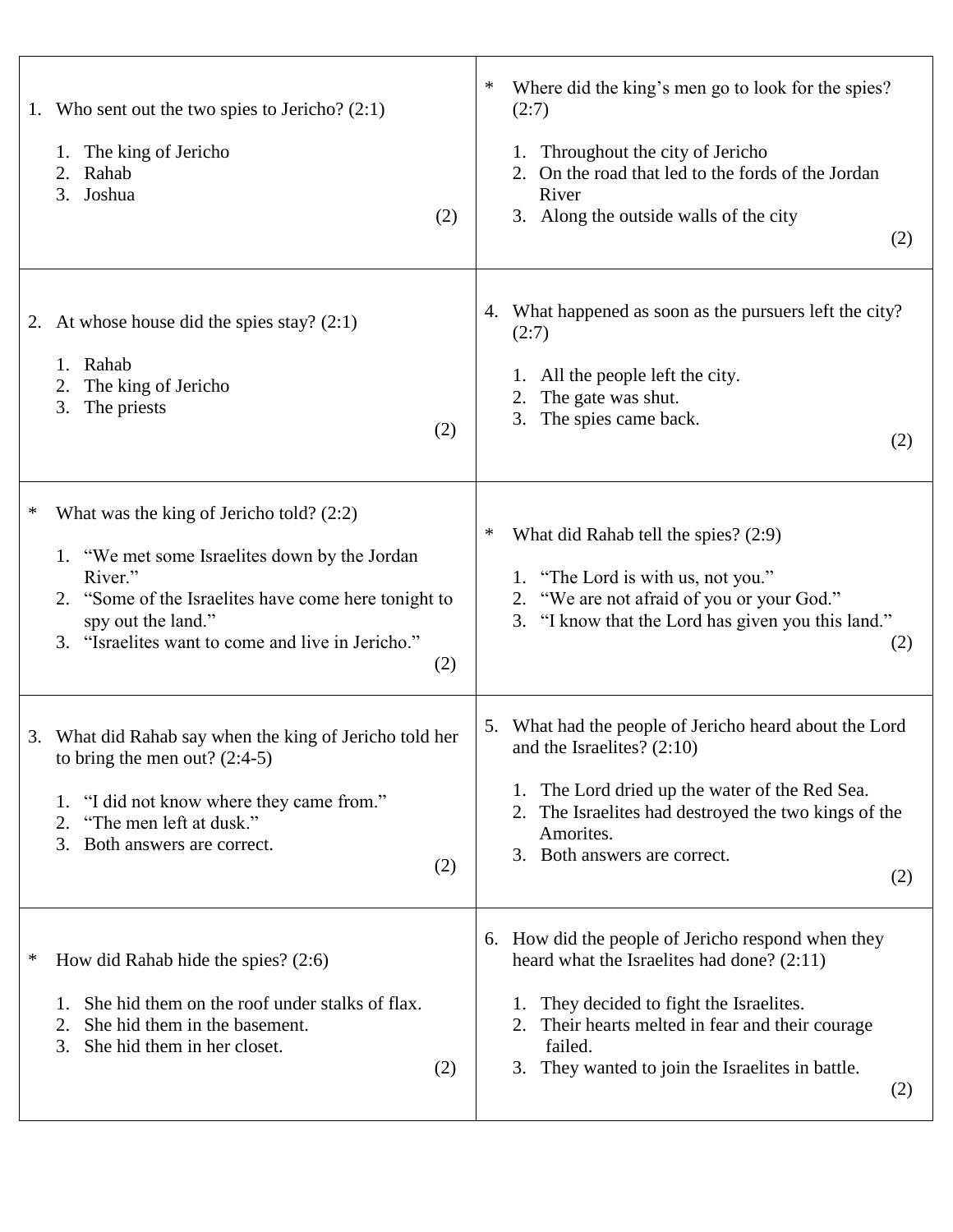1. Who sent out the two spies to Jericho? (2:1)

    1. The king of Jericho
    2. Rahab
    3. Joshua

    (2)

2. At whose house did the spies stay? (2:1)

    1. Rahab
    2. The king of Jericho
    3. The priests

    (2)

\* What was the king of Jericho told? (2:2)

1. "We met some Israelites down by the Jordan River."
2. "Some of the Israelites have come here tonight to spy out the land."
3. "Israelites want to come and live in Jericho."

(2)

3. What did Rahab say when the king of Jericho told her to bring the men out? (2:4-5)

    1. "I did not know where they came from."
    2. "The men left at dusk."
    3. Both answers are correct.

    (2)

\* How did Rahab hide the spies? (2:6)

1. She hid them on the roof under stalks of flax.
2. She hid them in the basement.
3. She hid them in her closet.

(2)

\* Where did the king's men go to look for the spies? (2:7)

1. Throughout the city of Jericho
2. On the road that led to the fords of the Jordan River
3. Along the outside walls of the city

(2)

4. What happened as soon as the pursuers left the city? (2:7)

    1. All the people left the city.
    2. The gate was shut.
    3. The spies came back.

    (2)

\* What did Rahab tell the spies? (2:9)

1. "The Lord is with us, not you."
2. "We are not afraid of you or your God."
3. "I know that the Lord has given you this land."

(2)

5. What had the people of Jericho heard about the Lord and the Israelites? (2:10)

    1. The Lord dried up the water of the Red Sea.
    2. The Israelites had destroyed the two kings of the Amorites.
    3. Both answers are correct.

    (2)

6. How did the people of Jericho respond when they heard what the Israelites had done? (2:11)

    1. They decided to fight the Israelites.
    2. Their hearts melted in fear and their courage failed.
    3. They wanted to join the Israelites in battle.

    (2)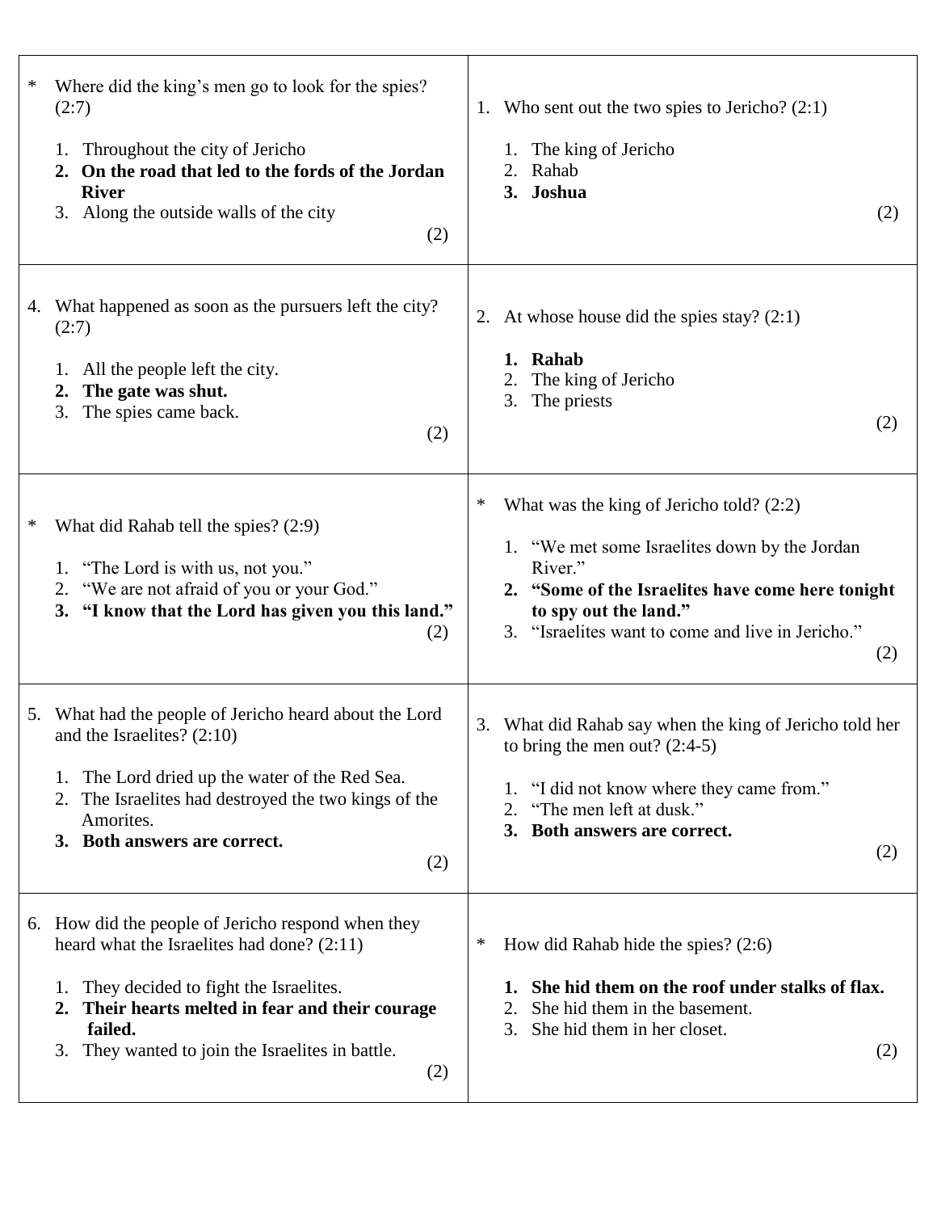1. Who sent out the two spies to Jericho? (2:1)

   1. The king of Jericho
   2. Rahab
   3. **Joshua**

   (2)

2. At whose house did the spies stay? (2:1)

   1. **Rahab**
   2. The king of Jericho
   3. The priests

   (2)

* What was the king of Jericho told? (2:2)

   1. "We met some Israelites down by the Jordan River."
   2. **"Some of the Israelites have come here tonight to spy out the land."**
   3. "Israelites want to come and live in Jericho."

   (2)

3. What did Rahab say when the king of Jericho told her to bring the men out? (2:4-5)

   1. "I did not know where they came from."
   2. "The men left at dusk."
   3. **Both answers are correct.**

   (2)

* How did Rahab hide the spies? (2:6)

   1. **She hid them on the roof under stalks of flax.**
   2. She hid them in the basement.
   3. She hid them in her closet.

   (2)

* Where did the king's men go to look for the spies? (2:7)

   1. Throughout the city of Jericho
   2. **On the road that led to the fords of the Jordan River**
   3. Along the outside walls of the city

   (2)

4. What happened as soon as the pursuers left the city? (2:7)

   1. All the people left the city.
   2. **The gate was shut.**
   3. The spies came back.

   (2)

* What did Rahab tell the spies? (2:9)

   1. "The Lord is with us, not you."
   2. "We are not afraid of you or your God."
   3. **"I know that the Lord has given you this land."**

   (2)

5. What had the people of Jericho heard about the Lord and the Israelites? (2:10)

   1. The Lord dried up the water of the Red Sea.
   2. The Israelites had destroyed the two kings of the Amorites.
   3. **Both answers are correct.**

   (2)

6. How did the people of Jericho respond when they heard what the Israelites had done? (2:11)

   1. They decided to fight the Israelites.
   2. **Their hearts melted in fear and their courage failed.**
   3. They wanted to join the Israelites in battle.

   (2)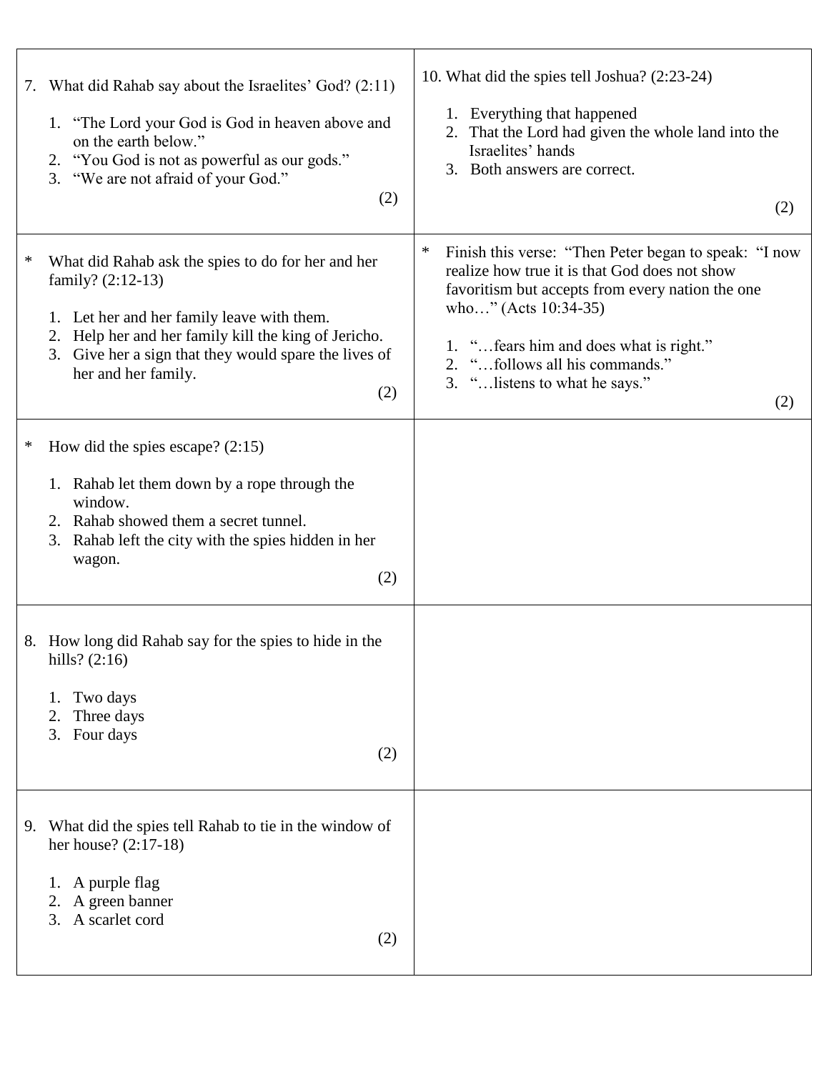7. What did Rahab say about the Israelites' God? (2:11)

   1. "The Lord your God is God in heaven above and on the earth below."
   2. "You God is not as powerful as our gods."
   3. "We are not afraid of your God."

   (2)

* What did Rahab ask the spies to do for her and her family? (2:12-13)

   1. Let her and her family leave with them.
   2. Help her and her family kill the king of Jericho.
   3. Give her a sign that they would spare the lives of her and her family.

   (2)

* How did the spies escape? (2:15)

   1. Rahab let them down by a rope through the window.
   2. Rahab showed them a secret tunnel.
   3. Rahab left the city with the spies hidden in her wagon.

   (2)

8. How long did Rahab say for the spies to hide in the hills? (2:16)

   1. Two days
   2. Three days
   3. Four days

   (2)

9. What did the spies tell Rahab to tie in the window of her house? (2:17-18)

   1. A purple flag
   2. A green banner
   3. A scarlet cord

   (2)

10. What did the spies tell Joshua? (2:23-24)

   1. Everything that happened
   2. That the Lord had given the whole land into the Israelites' hands
   3. Both answers are correct.

   (2)

* Finish this verse: "Then Peter began to speak: "I now realize how true it is that God does not show favoritism but accepts from every nation the one who…" (Acts 10:34-35)

   1. "…fears him and does what is right."
   2. "…follows all his commands."
   3. "…listens to what he says."

   (2)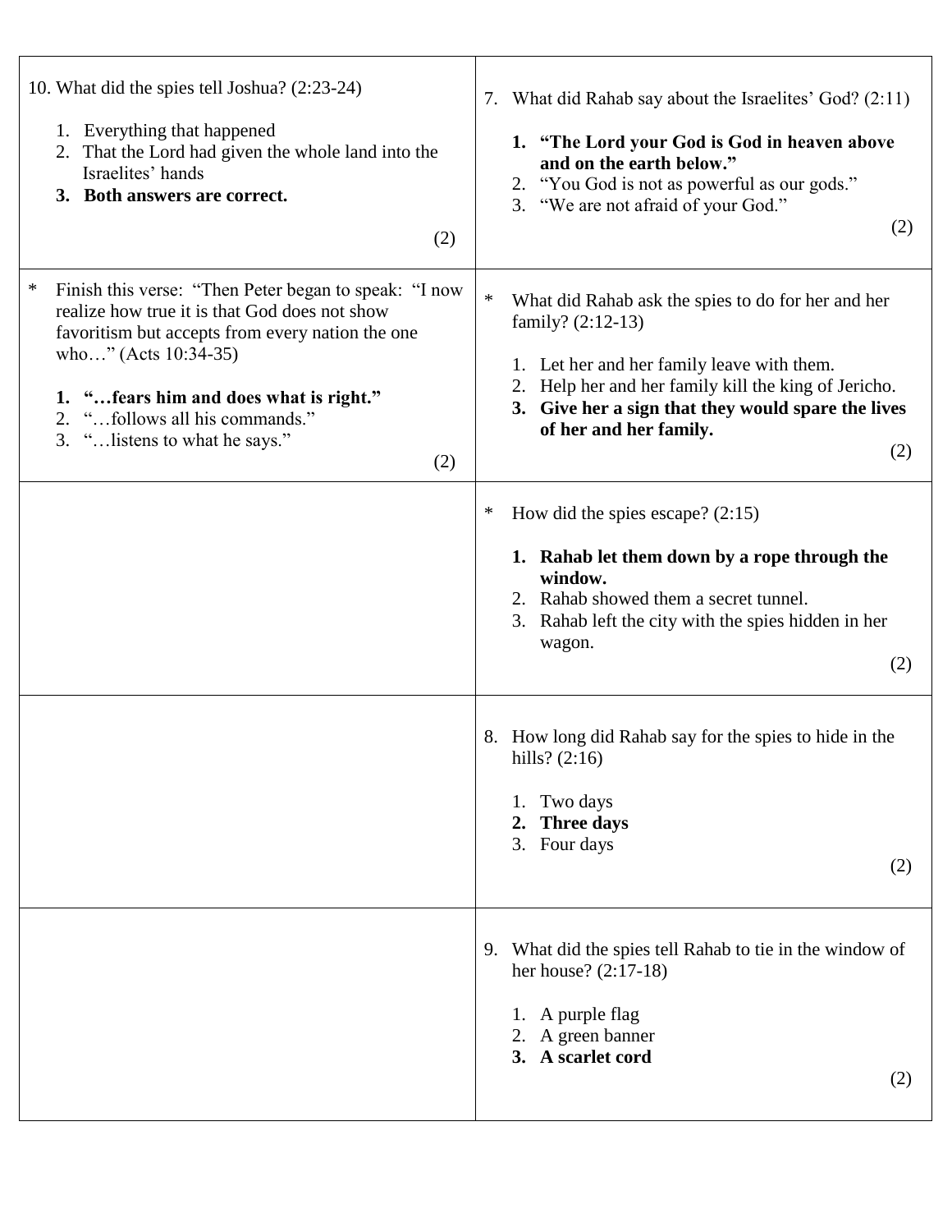10. What did the spies tell Joshua? (2:23-24)

    1. Everything that happened
    2. That the Lord had given the whole land into the Israelites' hands
    3. **Both answers are correct.**

    (2)

---

* Finish this verse: "Then Peter began to speak: "I now realize how true it is that God does not show favoritism but accepts from every nation the one who…" (Acts 10:34-35)

    1. **"…fears him and does what is right."**
    2. "…follows all his commands."
    3. "…listens to what he says."

    (2)

---

7. What did Rahab say about the Israelites' God? (2:11)

    1. **"The Lord your God is God in heaven above and on the earth below."**
    2. "You God is not as powerful as our gods."
    3. "We are not afraid of your God."

    (2)

---

* What did Rahab ask the spies to do for her and her family? (2:12-13)

    1. Let her and her family leave with them.
    2. Help her and her family kill the king of Jericho.
    3. **Give her a sign that they would spare the lives of her and her family.**

    (2)

---

* How did the spies escape? (2:15)

    1. **Rahab let them down by a rope through the window.**
    2. Rahab showed them a secret tunnel.
    3. Rahab left the city with the spies hidden in her wagon.

    (2)

---

8. How long did Rahab say for the spies to hide in the hills? (2:16)

    1. Two days
    2. **Three days**
    3. Four days

    (2)

---

9. What did the spies tell Rahab to tie in the window of her house? (2:17-18)

    1. A purple flag
    2. A green banner
    3. **A scarlet cord**

    (2)